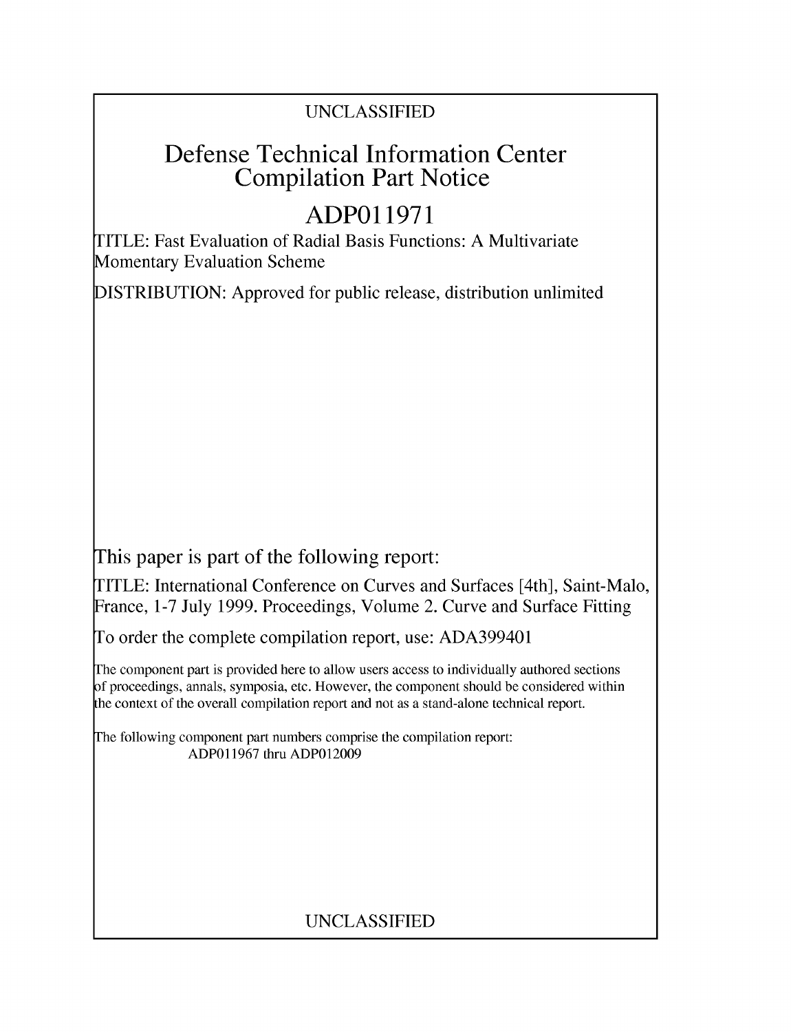UNCLASSIFIED

# Defense Technical Information Center Compilation Part Notice

# ADP011971

TITLE: Fast Evaluation of Radial Basis Functions: A Multivariate Momentary Evaluation Scheme

DISTRIBUTION: Approved for public release, distribution unlimited

This paper is part of the following report:

TITLE: International Conference on Curves and Surfaces [4th], Saint-Malo, France, 1-7 July 1999. Proceedings, Volume 2. Curve and Surface Fitting

To order the complete compilation report, use: ADA399401

The component part is provided here to allow users access to individually authored sections of proceedings, annals, symposia, etc. However, the component should be considered within the context of the overall compilation report and not as a stand-alone technical report.

The following component part numbers comprise the compilation report:
ADP011967 thru ADP012009

UNCLASSIFIED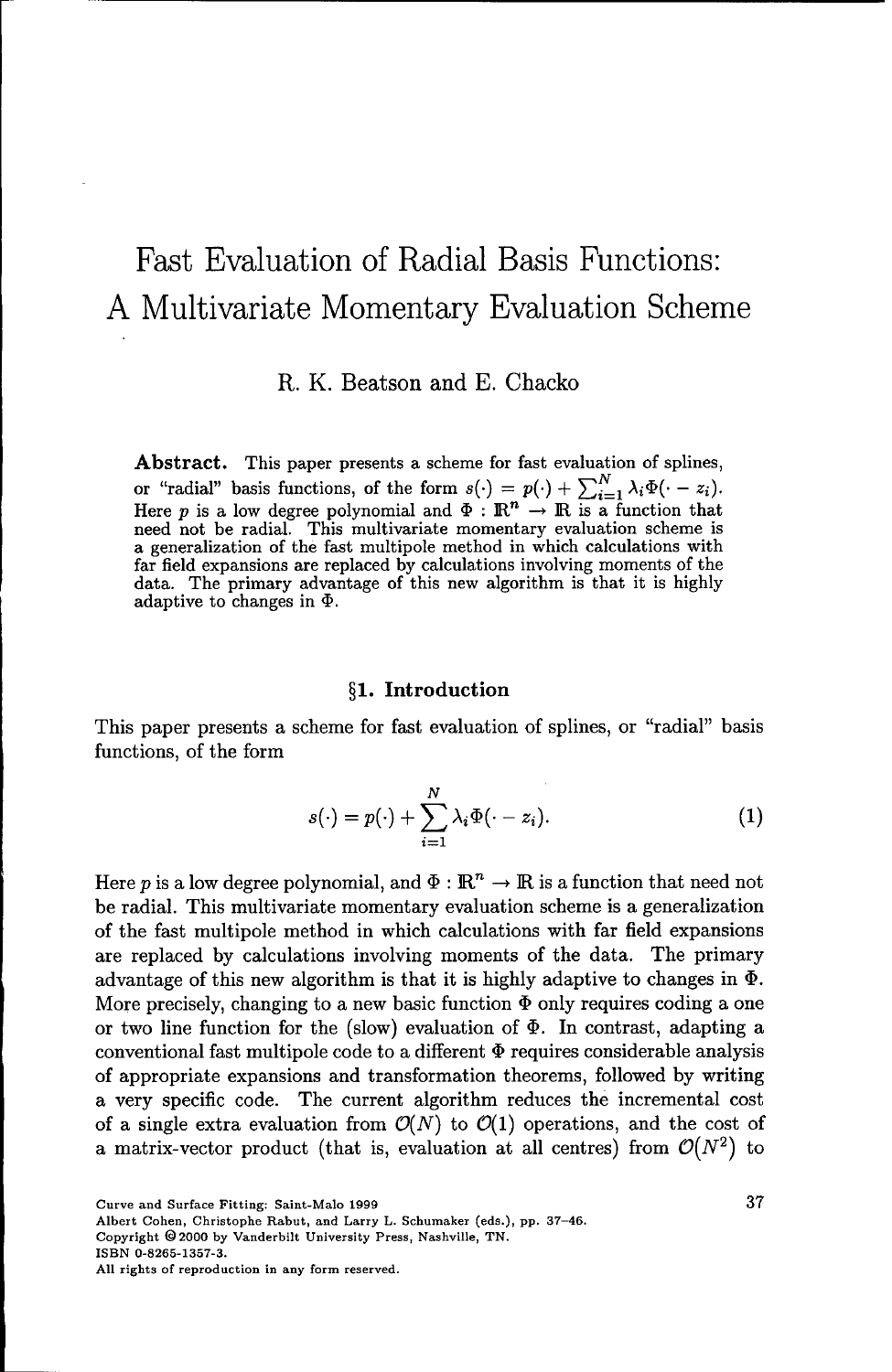# Fast Evaluation of Radial Basis Functions: A Multivariate Momentary Evaluation Scheme

R. K. Beatson and E. Chacko

**Abstract.** This paper presents a scheme for fast evaluation of splines, or "radial" basis functions, of the form $s(\cdot) = p(\cdot) + \sum_{i=1}^{N} \lambda_i \Phi(\cdot - z_i)$. Here $p$ is a low degree polynomial and $\Phi : \mathbb{R}^n \to \mathbb{R}$ is a function that need not be radial. This multivariate momentary evaluation scheme is a generalization of the fast multipole method in which calculations with far field expansions are replaced by calculations involving moments of the data. The primary advantage of this new algorithm is that it is highly adaptive to changes in $\Phi$.

## §1. Introduction

This paper presents a scheme for fast evaluation of splines, or "radial" basis functions, of the form

$$s(\cdot) = p(\cdot) + \sum_{i=1}^{N} \lambda_i \Phi(\cdot - z_i). \tag{1}$$

Here $p$ is a low degree polynomial, and $\Phi : \mathbb{R}^n \to \mathbb{R}$ is a function that need not be radial. This multivariate momentary evaluation scheme is a generalization of the fast multipole method in which calculations with far field expansions are replaced by calculations involving moments of the data. The primary advantage of this new algorithm is that it is highly adaptive to changes in $\Phi$. More precisely, changing to a new basic function $\Phi$ only requires coding a one or two line function for the (slow) evaluation of $\Phi$. In contrast, adapting a conventional fast multipole code to a different $\Phi$ requires considerable analysis of appropriate expansions and transformation theorems, followed by writing a very specific code. The current algorithm reduces the incremental cost of a single extra evaluation from $\mathcal{O}(N)$ to $\mathcal{O}(1)$ operations, and the cost of a matrix-vector product (that is, evaluation at all centres) from $\mathcal{O}(N^2)$ to

Curve and Surface Fitting: Saint-Malo 1999
Albert Cohen, Christophe Rabut, and Larry L. Schumaker (eds.), pp. 37–46.
Copyright © 2000 by Vanderbilt University Press, Nashville, TN.
ISBN 0-8265-1357-3.
All rights of reproduction in any form reserved.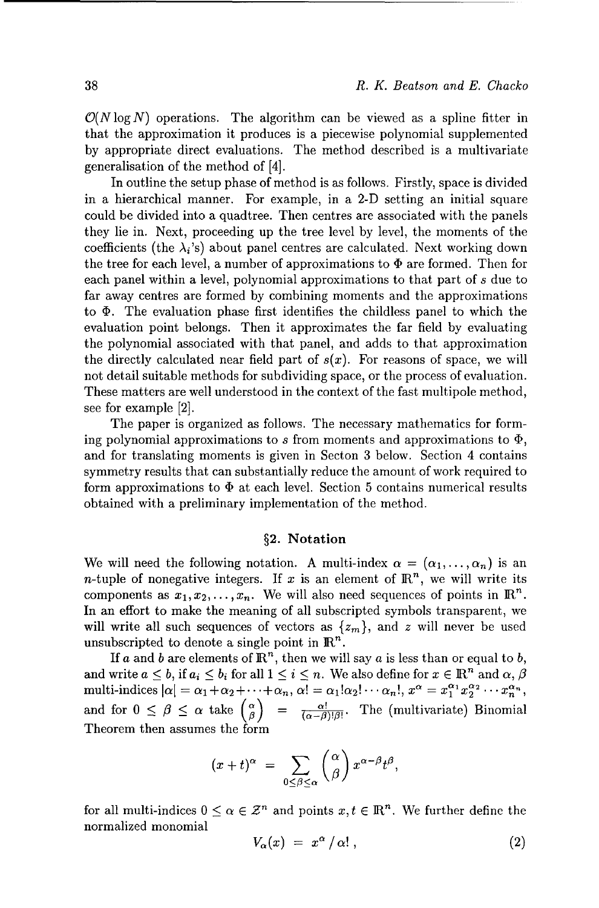$\mathcal{O}(N \log N)$ operations. The algorithm can be viewed as a spline fitter in that the approximation it produces is a piecewise polynomial supplemented by appropriate direct evaluations. The method described is a multivariate generalisation of the method of [4].

In outline the setup phase of method is as follows. Firstly, space is divided in a hierarchical manner. For example, in a 2-D setting an initial square could be divided into a quadtree. Then centres are associated with the panels they lie in. Next, proceeding up the tree level by level, the moments of the coefficients (the $\lambda_i$'s) about panel centres are calculated. Next working down the tree for each level, a number of approximations to $\Phi$ are formed. Then for each panel within a level, polynomial approximations to that part of $s$ due to far away centres are formed by combining moments and the approximations to $\Phi$. The evaluation phase first identifies the childless panel to which the evaluation point belongs. Then it approximates the far field by evaluating the polynomial associated with that panel, and adds to that approximation the directly calculated near field part of $s(x)$. For reasons of space, we will not detail suitable methods for subdividing space, or the process of evaluation. These matters are well understood in the context of the fast multipole method, see for example [2].

The paper is organized as follows. The necessary mathematics for forming polynomial approximations to $s$ from moments and approximations to $\Phi$, and for translating moments is given in Secton 3 below. Section 4 contains symmetry results that can substantially reduce the amount of work required to form approximations to $\Phi$ at each level. Section 5 contains numerical results obtained with a preliminary implementation of the method.

## §2. Notation

We will need the following notation. A multi-index $\alpha = (\alpha_1, \ldots, \alpha_n)$ is an $n$-tuple of nonegative integers. If $x$ is an element of $\mathbb{R}^n$, we will write its components as $x_1, x_2, \ldots, x_n$. We will also need sequences of points in $\mathbb{R}^n$. In an effort to make the meaning of all subscripted symbols transparent, we will write all such sequences of vectors as $\{z_m\}$, and $z$ will never be used unsubscripted to denote a single point in $\mathbb{R}^n$.

If $a$ and $b$ are elements of $\mathbb{R}^n$, then we will say $a$ is less than or equal to $b$, and write $a \leq b$, if $a_i \leq b_i$ for all $1 \leq i \leq n$. We also define for $x \in \mathbb{R}^n$ and $\alpha$, $\beta$ multi-indices $|\alpha| = \alpha_1 + \alpha_2 + \cdots + \alpha_n$, $\alpha! = \alpha_1!\alpha_2! \cdots \alpha_n!$, $x^\alpha = x_1^{\alpha_1} x_2^{\alpha_2} \cdots x_n^{\alpha_n}$, and for $0 \leq \beta \leq \alpha$ take $\binom{\alpha}{\beta} = \frac{\alpha!}{(\alpha-\beta)!\beta!}$. The (multivariate) Binomial Theorem then assumes the form

$$(x+t)^\alpha = \sum_{0 \leq \beta \leq \alpha} \binom{\alpha}{\beta} x^{\alpha-\beta} t^\beta,$$

for all multi-indices $0 \leq \alpha \in \mathbb{Z}^n$ and points $x, t \in \mathbb{R}^n$. We further define the normalized monomial

$$V_\alpha(x) = x^\alpha / \alpha! \,, \tag{2}$$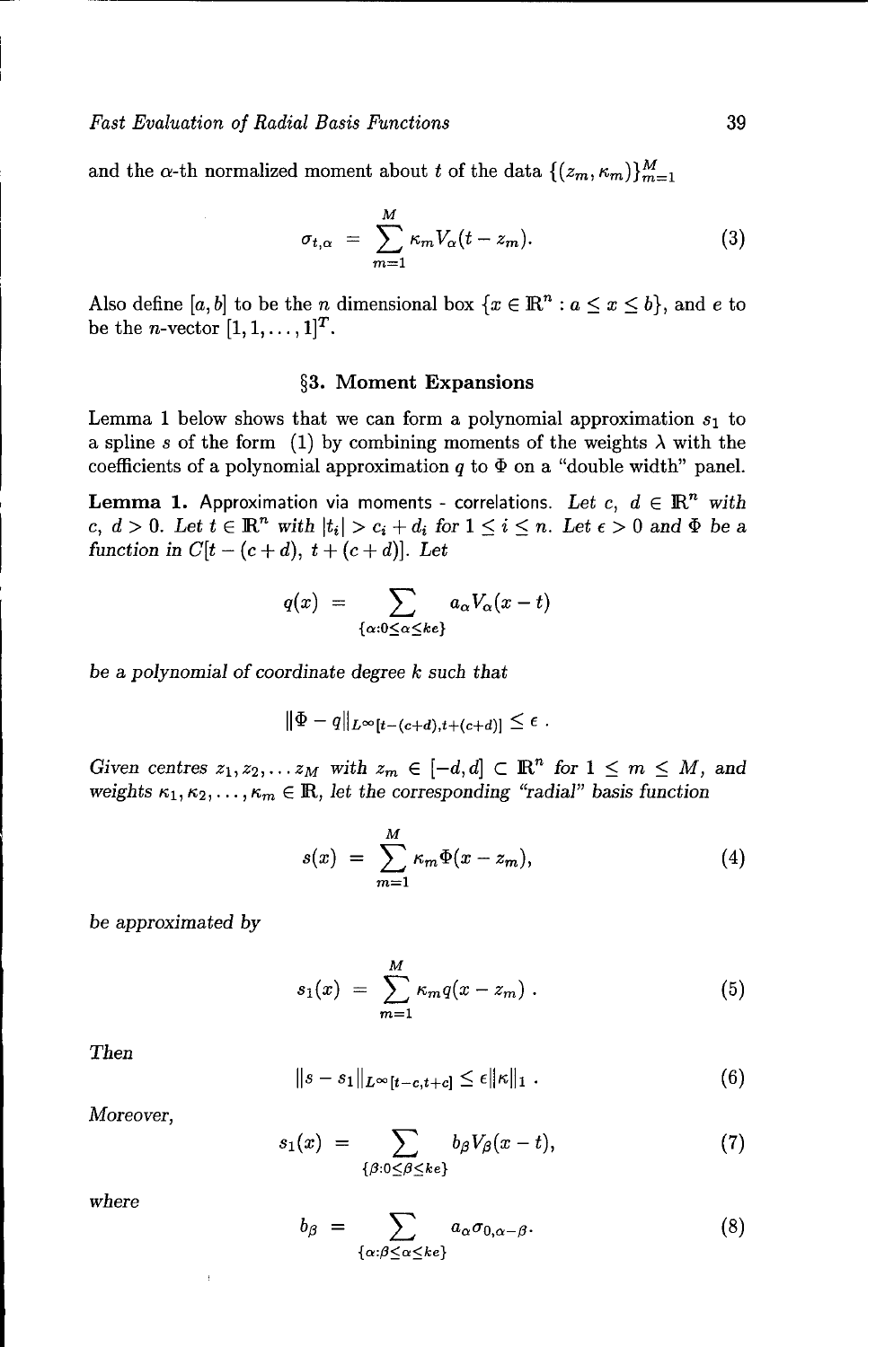and the $\alpha$-th normalized moment about $t$ of the data $\{(z_m, \kappa_m)\}_{m=1}^{M}$

$$\sigma_{t,\alpha} = \sum_{m=1}^{M} \kappa_m V_\alpha(t - z_m). \tag{3}$$

Also define $[a, b]$ to be the $n$ dimensional box $\{x \in \mathbb{R}^n : a \leq x \leq b\}$, and $e$ to be the $n$-vector $[1, 1, \ldots, 1]^T$.

## §3. Moment Expansions

Lemma 1 below shows that we can form a polynomial approximation $s_1$ to a spline $s$ of the form (1) by combining moments of the weights $\lambda$ with the coefficients of a polynomial approximation $q$ to $\Phi$ on a "double width" panel.

**Lemma 1.** Approximation via moments - correlations. *Let $c$, $d \in \mathbb{R}^n$ with $c$, $d > 0$. Let $t \in \mathbb{R}^n$ with $|t_i| > c_i + d_i$ for $1 \leq i \leq n$. Let $\epsilon > 0$ and $\Phi$ be a function in $C[t - (c + d),\ t + (c + d)]$. Let*

$$q(x) = \sum_{\{\alpha : 0 \leq \alpha \leq ke\}} a_\alpha V_\alpha(x - t)$$

*be a polynomial of coordinate degree $k$ such that*

$$\|\Phi - q\|_{L^\infty[t-(c+d), t+(c+d)]} \leq \epsilon \ .$$

*Given centres $z_1, z_2, \ldots z_M$ with $z_m \in [-d, d] \subset \mathbb{R}^n$ for $1 \leq m \leq M$, and weights $\kappa_1, \kappa_2, \ldots, \kappa_m \in \mathbb{R}$, let the corresponding "radial" basis function*

$$s(x) = \sum_{m=1}^{M} \kappa_m \Phi(x - z_m), \tag{4}$$

*be approximated by*

$$s_1(x) = \sum_{m=1}^{M} \kappa_m q(x - z_m) \ . \tag{5}$$

*Then*

$$\|s - s_1\|_{L^\infty[t-c, t+c]} \leq \epsilon \|\kappa\|_1 \ . \tag{6}$$

*Moreover,*

$$s_1(x) = \sum_{\{\beta : 0 \leq \beta \leq ke\}} b_\beta V_\beta(x - t), \tag{7}$$

*where*

$$b_\beta = \sum_{\{\alpha : \beta \leq \alpha \leq ke\}} a_\alpha \sigma_{0, \alpha - \beta}. \tag{8}$$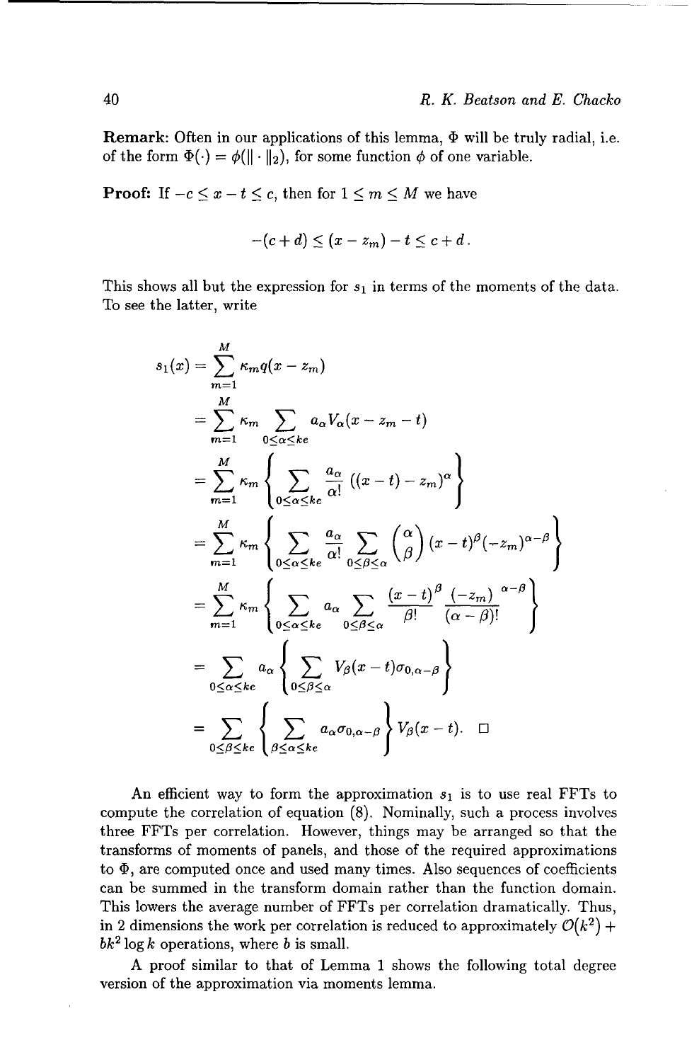**Remark:** Often in our applications of this lemma, $\Phi$ will be truly radial, i.e. of the form $\Phi(\cdot) = \phi(\|\cdot\|_2)$, for some function $\phi$ of one variable.

**Proof:** If $-c \leq x - t \leq c$, then for $1 \leq m \leq M$ we have

$$-(c+d) \leq (x - z_m) - t \leq c + d.$$

This shows all but the expression for $s_1$ in terms of the moments of the data. To see the latter, write

$$\begin{aligned}
s_1(x) &= \sum_{m=1}^{M} \kappa_m q(x - z_m) \\
&= \sum_{m=1}^{M} \kappa_m \sum_{0 \leq \alpha \leq ke} a_\alpha V_\alpha(x - z_m - t) \\
&= \sum_{m=1}^{M} \kappa_m \left\{ \sum_{0 \leq \alpha \leq ke} \frac{a_\alpha}{\alpha!} \left((x-t) - z_m\right)^\alpha \right\} \\
&= \sum_{m=1}^{M} \kappa_m \left\{ \sum_{0 \leq \alpha \leq ke} \frac{a_\alpha}{\alpha!} \sum_{0 \leq \beta \leq \alpha} \binom{\alpha}{\beta} (x-t)^\beta (-z_m)^{\alpha - \beta} \right\} \\
&= \sum_{m=1}^{M} \kappa_m \left\{ \sum_{0 \leq \alpha \leq ke} a_\alpha \sum_{0 \leq \beta \leq \alpha} \frac{(x-t)^\beta}{\beta!} \frac{(-z_m)^{\alpha-\beta}}{(\alpha - \beta)!} \right\} \\
&= \sum_{0 \leq \alpha \leq ke} a_\alpha \left\{ \sum_{0 \leq \beta \leq \alpha} V_\beta(x-t) \sigma_{0,\alpha-\beta} \right\} \\
&= \sum_{0 \leq \beta \leq ke} \left\{ \sum_{\beta \leq \alpha \leq ke} a_\alpha \sigma_{0,\alpha - \beta} \right\} V_\beta(x - t). \qquad \square
\end{aligned}$$

An efficient way to form the approximation $s_1$ is to use real FFTs to compute the correlation of equation (8). Nominally, such a process involves three FFTs per correlation. However, things may be arranged so that the transforms of moments of panels, and those of the required approximations to $\Phi$, are computed once and used many times. Also sequences of coefficients can be summed in the transform domain rather than the function domain. This lowers the average number of FFTs per correlation dramatically. Thus, in 2 dimensions the work per correlation is reduced to approximately $\mathcal{O}(k^2) + bk^2 \log k$ operations, where $b$ is small.

A proof similar to that of Lemma 1 shows the following total degree version of the approximation via moments lemma.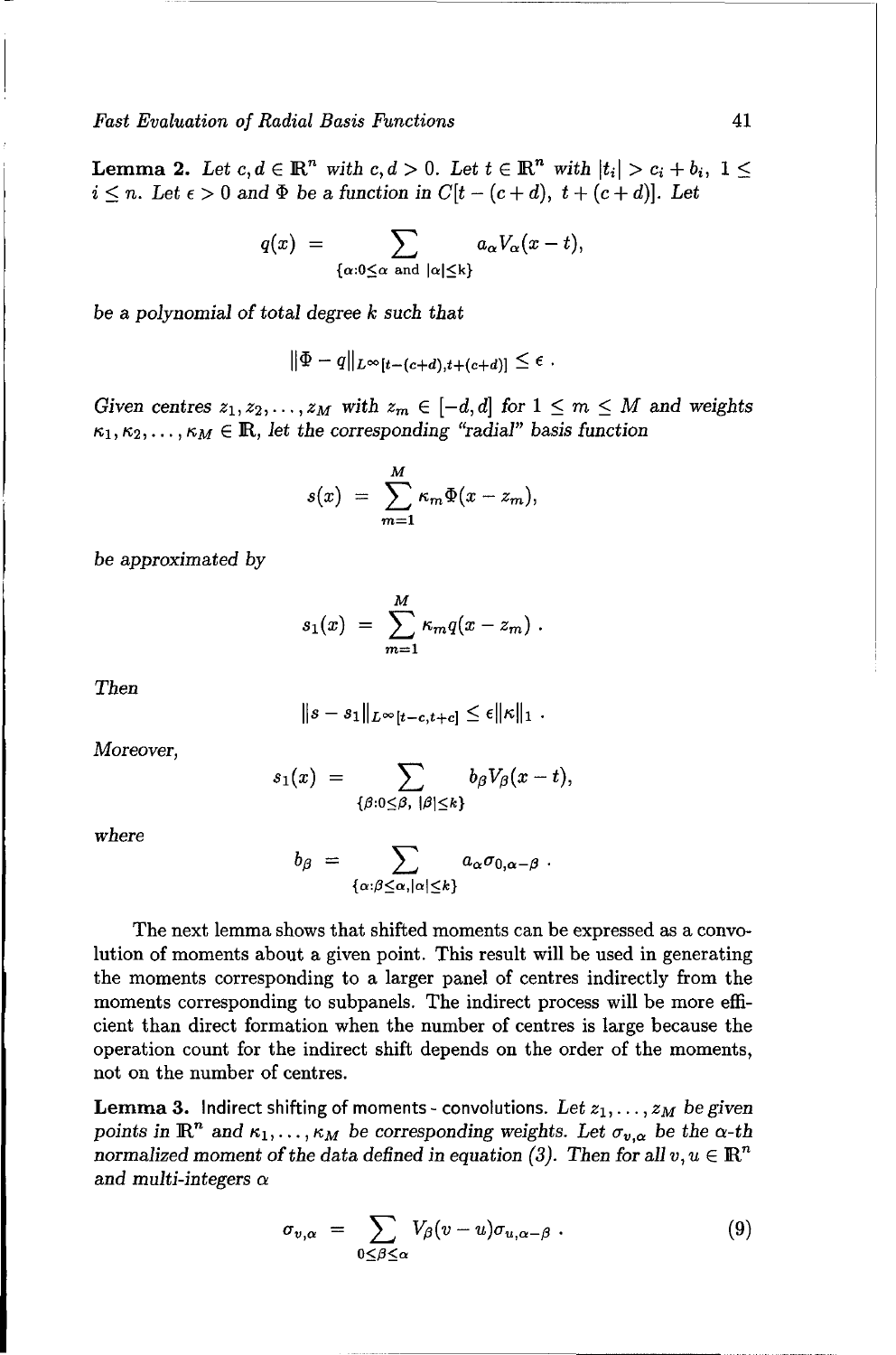**Lemma 2.** *Let $c, d \in \mathbb{R}^n$ with $c, d > 0$. Let $t \in \mathbb{R}^n$ with $|t_i| > c_i + b_i$, $1 \leq i \leq n$. Let $\epsilon > 0$ and $\Phi$ be a function in $C[t-(c+d),\ t+(c+d)]$. Let*

$$q(x) \ = \sum_{\{\alpha : 0 \leq \alpha \text{ and } |\alpha| \leq k\}} a_\alpha V_\alpha(x-t),$$

*be a polynomial of total degree $k$ such that*

$$\|\Phi - q\|_{L^\infty[t-(c+d),t+(c+d)]} \leq \epsilon \ .$$

*Given centres $z_1, z_2, \ldots, z_M$ with $z_m \in [-d, d]$ for $1 \leq m \leq M$ and weights $\kappa_1, \kappa_2, \ldots, \kappa_M \in \mathbb{R}$, let the corresponding "radial" basis function*

$$s(x) \ = \ \sum_{m=1}^{M} \kappa_m \Phi(x - z_m),$$

*be approximated by*

$$s_1(x) \ = \ \sum_{m=1}^{M} \kappa_m q(x - z_m) \ .$$

*Then*

$$\|s - s_1\|_{L^\infty[t-c,t+c]} \leq \epsilon \|\kappa\|_1 \ .$$

*Moreover,*

$$s_1(x) \ = \sum_{\{\beta : 0 \leq \beta,\ |\beta| \leq k\}} b_\beta V_\beta(x-t),$$

*where*

$$b_\beta \ = \sum_{\{\alpha : \beta \leq \alpha, |\alpha| \leq k\}} a_\alpha \sigma_{0,\alpha-\beta} \ .$$

The next lemma shows that shifted moments can be expressed as a convolution of moments about a given point. This result will be used in generating the moments corresponding to a larger panel of centres indirectly from the moments corresponding to subpanels. The indirect process will be more efficient than direct formation when the number of centres is large because the operation count for the indirect shift depends on the order of the moments, not on the number of centres.

**Lemma 3.** Indirect shifting of moments - convolutions. *Let $z_1, \ldots, z_M$ be given points in $\mathbb{R}^n$ and $\kappa_1, \ldots, \kappa_M$ be corresponding weights. Let $\sigma_{v,\alpha}$ be the $\alpha$-th normalized moment of the data defined in equation (3). Then for all $v, u \in \mathbb{R}^n$ and multi-integers $\alpha$*

$$\sigma_{v,\alpha} \ = \sum_{0 \leq \beta \leq \alpha} V_\beta(v-u) \sigma_{u,\alpha-\beta} \ . \tag{9}$$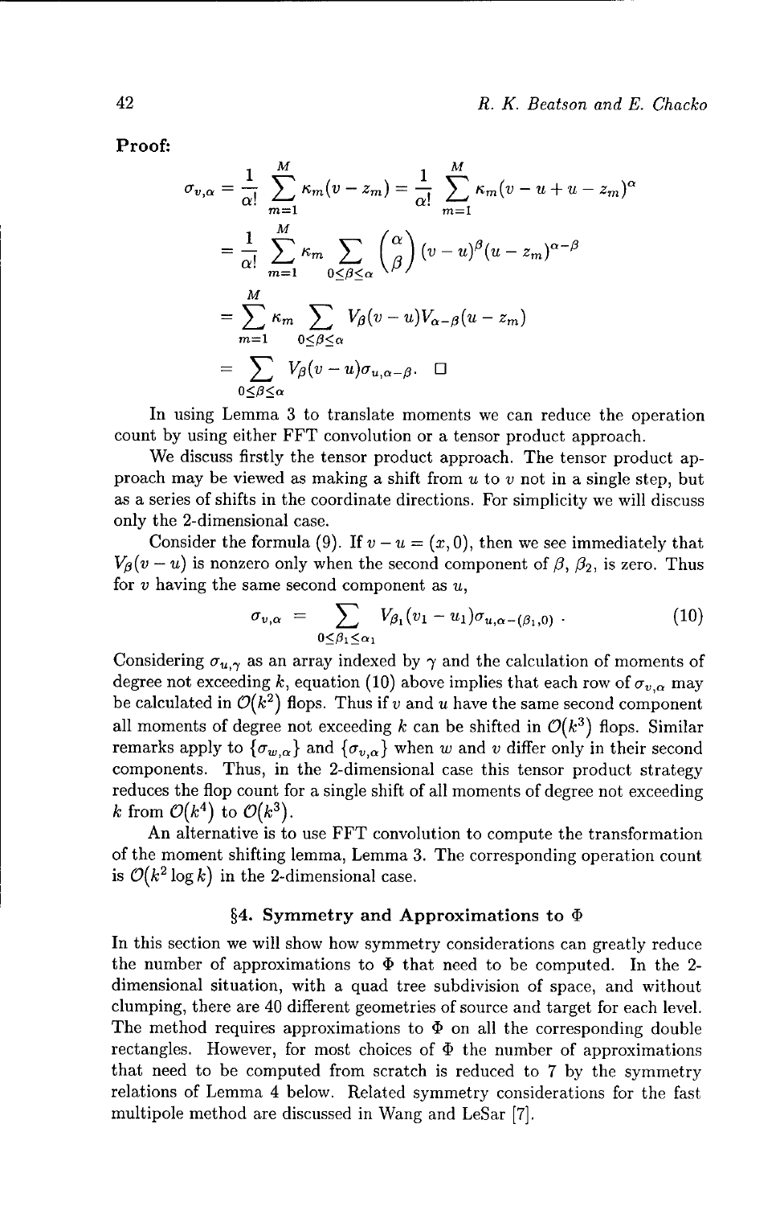**Proof:**

$$
\begin{aligned}
\sigma_{v,\alpha} &= \frac{1}{\alpha!}\sum_{m=1}^{M}\kappa_m(v-z_m) = \frac{1}{\alpha!}\sum_{m=1}^{M}\kappa_m(v-u+u-z_m)^{\alpha} \\
&= \frac{1}{\alpha!}\sum_{m=1}^{M}\kappa_m \sum_{0\le\beta\le\alpha}\binom{\alpha}{\beta}(v-u)^{\beta}(u-z_m)^{\alpha-\beta} \\
&= \sum_{m=1}^{M}\kappa_m \sum_{0\le\beta\le\alpha} V_{\beta}(v-u)V_{\alpha-\beta}(u-z_m) \\
&= \sum_{0\le\beta\le\alpha} V_{\beta}(v-u)\sigma_{u,\alpha-\beta}. \quad \square
\end{aligned}
$$

In using Lemma 3 to translate moments we can reduce the operation count by using either FFT convolution or a tensor product approach.

We discuss firstly the tensor product approach. The tensor product approach may be viewed as making a shift from $u$ to $v$ not in a single step, but as a series of shifts in the coordinate directions. For simplicity we will discuss only the 2-dimensional case.

Consider the formula (9). If $v-u=(x,0)$, then we see immediately that $V_\beta(v-u)$ is nonzero only when the second component of $\beta$, $\beta_2$, is zero. Thus for $v$ having the same second component as $u$,

$$
\sigma_{v,\alpha} = \sum_{0\le\beta_1\le\alpha_1} V_{\beta_1}(v_1-u_1)\sigma_{u,\alpha-(\beta_1,0)} \ . \tag{10}
$$

Considering $\sigma_{u,\gamma}$ as an array indexed by $\gamma$ and the calculation of moments of degree not exceeding $k$, equation (10) above implies that each row of $\sigma_{v,\alpha}$ may be calculated in $\mathcal{O}(k^2)$ flops. Thus if $v$ and $u$ have the same second component all moments of degree not exceeding $k$ can be shifted in $\mathcal{O}(k^3)$ flops. Similar remarks apply to $\{\sigma_{w,\alpha}\}$ and $\{\sigma_{v,\alpha}\}$ when $w$ and $v$ differ only in their second components. Thus, in the 2-dimensional case this tensor product strategy reduces the flop count for a single shift of all moments of degree not exceeding $k$ from $\mathcal{O}(k^4)$ to $\mathcal{O}(k^3)$.

An alternative is to use FFT convolution to compute the transformation of the moment shifting lemma, Lemma 3. The corresponding operation count is $\mathcal{O}(k^2\log k)$ in the 2-dimensional case.

## §4. Symmetry and Approximations to $\Phi$

In this section we will show how symmetry considerations can greatly reduce the number of approximations to $\Phi$ that need to be computed. In the 2-dimensional situation, with a quad tree subdivision of space, and without clumping, there are 40 different geometries of source and target for each level. The method requires approximations to $\Phi$ on all the corresponding double rectangles. However, for most choices of $\Phi$ the number of approximations that need to be computed from scratch is reduced to 7 by the symmetry relations of Lemma 4 below. Related symmetry considerations for the fast multipole method are discussed in Wang and LeSar [7].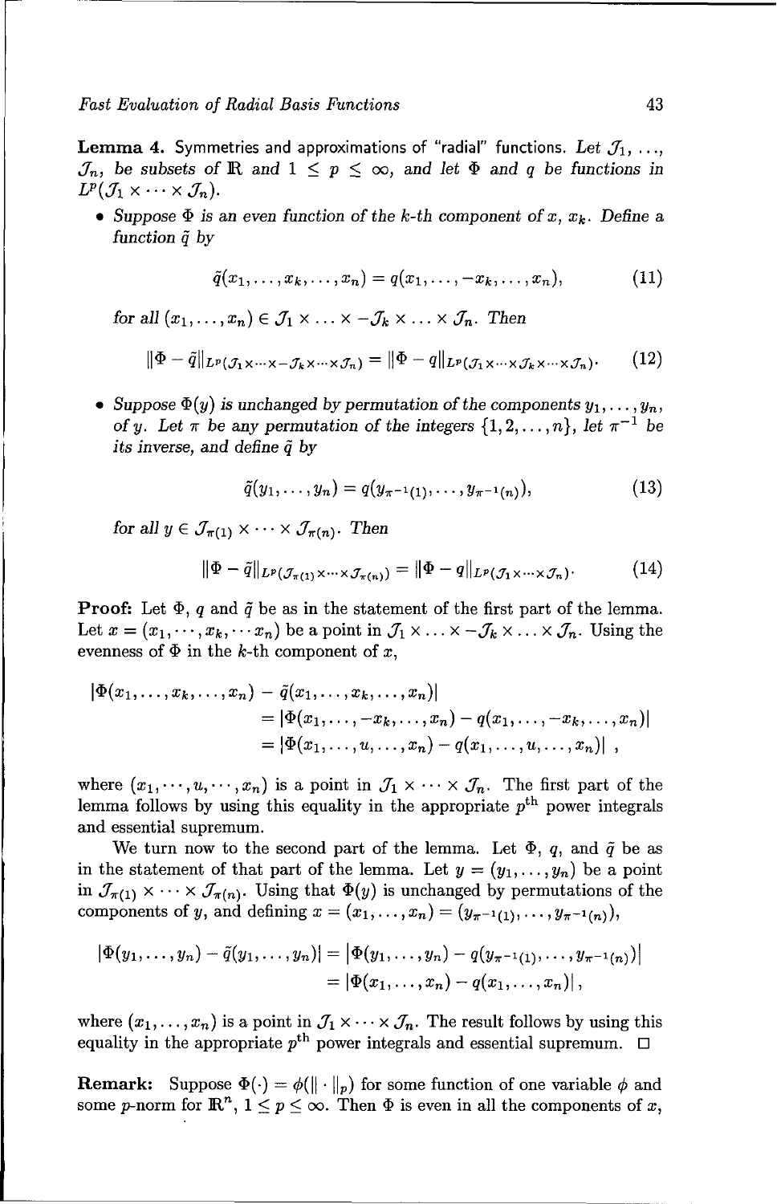**Lemma 4.** Symmetries and approximations of "radial" functions. *Let $\mathcal{J}_1, \ldots, \mathcal{J}_n$, be subsets of $\mathbb{R}$ and $1 \le p \le \infty$, and let $\Phi$ and $q$ be functions in $L^p(\mathcal{J}_1 \times \cdots \times \mathcal{J}_n)$.*

- *Suppose $\Phi$ is an even function of the $k$-th component of $x$, $x_k$. Define a function $\tilde{q}$ by*

$$\tilde{q}(x_1, \ldots, x_k, \ldots, x_n) = q(x_1, \ldots, -x_k, \ldots, x_n), \tag{11}$$

*for all $(x_1, \ldots, x_n) \in \mathcal{J}_1 \times \ldots \times -\mathcal{J}_k \times \ldots \times \mathcal{J}_n$. Then*

$$\|\Phi - \tilde{q}\|_{L^p(\mathcal{J}_1 \times \cdots \times -\mathcal{J}_k \times \cdots \times \mathcal{J}_n)} = \|\Phi - q\|_{L^p(\mathcal{J}_1 \times \cdots \times \mathcal{J}_k \times \cdots \times \mathcal{J}_n)}. \tag{12}$$

- *Suppose $\Phi(y)$ is unchanged by permutation of the components $y_1, \ldots, y_n$, of $y$. Let $\pi$ be any permutation of the integers $\{1, 2, \ldots, n\}$, let $\pi^{-1}$ be its inverse, and define $\tilde{q}$ by*

$$\tilde{q}(y_1, \ldots, y_n) = q(y_{\pi^{-1}(1)}, \ldots, y_{\pi^{-1}(n)}), \tag{13}$$

*for all $y \in \mathcal{J}_{\pi(1)} \times \cdots \times \mathcal{J}_{\pi(n)}$. Then*

$$\|\Phi - \tilde{q}\|_{L^p(\mathcal{J}_{\pi(1)} \times \cdots \times \mathcal{J}_{\pi(n)})} = \|\Phi - q\|_{L^p(\mathcal{J}_1 \times \cdots \times \mathcal{J}_n)}. \tag{14}$$

**Proof:** Let $\Phi$, $q$ and $\tilde{q}$ be as in the statement of the first part of the lemma. Let $x = (x_1, \cdots, x_k, \cdots x_n)$ be a point in $\mathcal{J}_1 \times \ldots \times -\mathcal{J}_k \times \ldots \times \mathcal{J}_n$. Using the evenness of $\Phi$ in the $k$-th component of $x$,

$$\begin{aligned}
|\Phi(x_1, \ldots, x_k, \ldots, x_n) &- \tilde{q}(x_1, \ldots, x_k, \ldots, x_n)| \\
&= |\Phi(x_1, \ldots, -x_k, \ldots, x_n) - q(x_1, \ldots, -x_k, \ldots, x_n)| \\
&= |\Phi(x_1, \ldots, u, \ldots, x_n) - q(x_1, \ldots, u, \ldots, x_n)| \ ,
\end{aligned}$$

where $(x_1, \cdots, u, \cdots, x_n)$ is a point in $\mathcal{J}_1 \times \cdots \times \mathcal{J}_n$. The first part of the lemma follows by using this equality in the appropriate $p^{\text{th}}$ power integrals and essential supremum.

We turn now to the second part of the lemma. Let $\Phi$, $q$, and $\tilde{q}$ be as in the statement of that part of the lemma. Let $y = (y_1, \ldots, y_n)$ be a point in $\mathcal{J}_{\pi(1)} \times \cdots \times \mathcal{J}_{\pi(n)}$. Using that $\Phi(y)$ is unchanged by permutations of the components of $y$, and defining $x = (x_1, \ldots, x_n) = (y_{\pi^{-1}(1)}, \ldots, y_{\pi^{-1}(n)})$,

$$\begin{aligned}
|\Phi(y_1, \ldots, y_n) - \tilde{q}(y_1, \ldots, y_n)| &= \left|\Phi(y_1, \ldots, y_n) - q(y_{\pi^{-1}(1)}, \ldots, y_{\pi^{-1}(n)})\right| \\
&= \left|\Phi(x_1, \ldots, x_n) - q(x_1, \ldots, x_n)\right|,
\end{aligned}$$

where $(x_1, \ldots, x_n)$ is a point in $\mathcal{J}_1 \times \cdots \times \mathcal{J}_n$. The result follows by using this equality in the appropriate $p^{\text{th}}$ power integrals and essential supremum. $\square$

**Remark:** Suppose $\Phi(\cdot) = \phi(\|\cdot\|_p)$ for some function of one variable $\phi$ and some $p$-norm for $\mathbb{R}^n$, $1 \le p \le \infty$. Then $\Phi$ is even in all the components of $x$,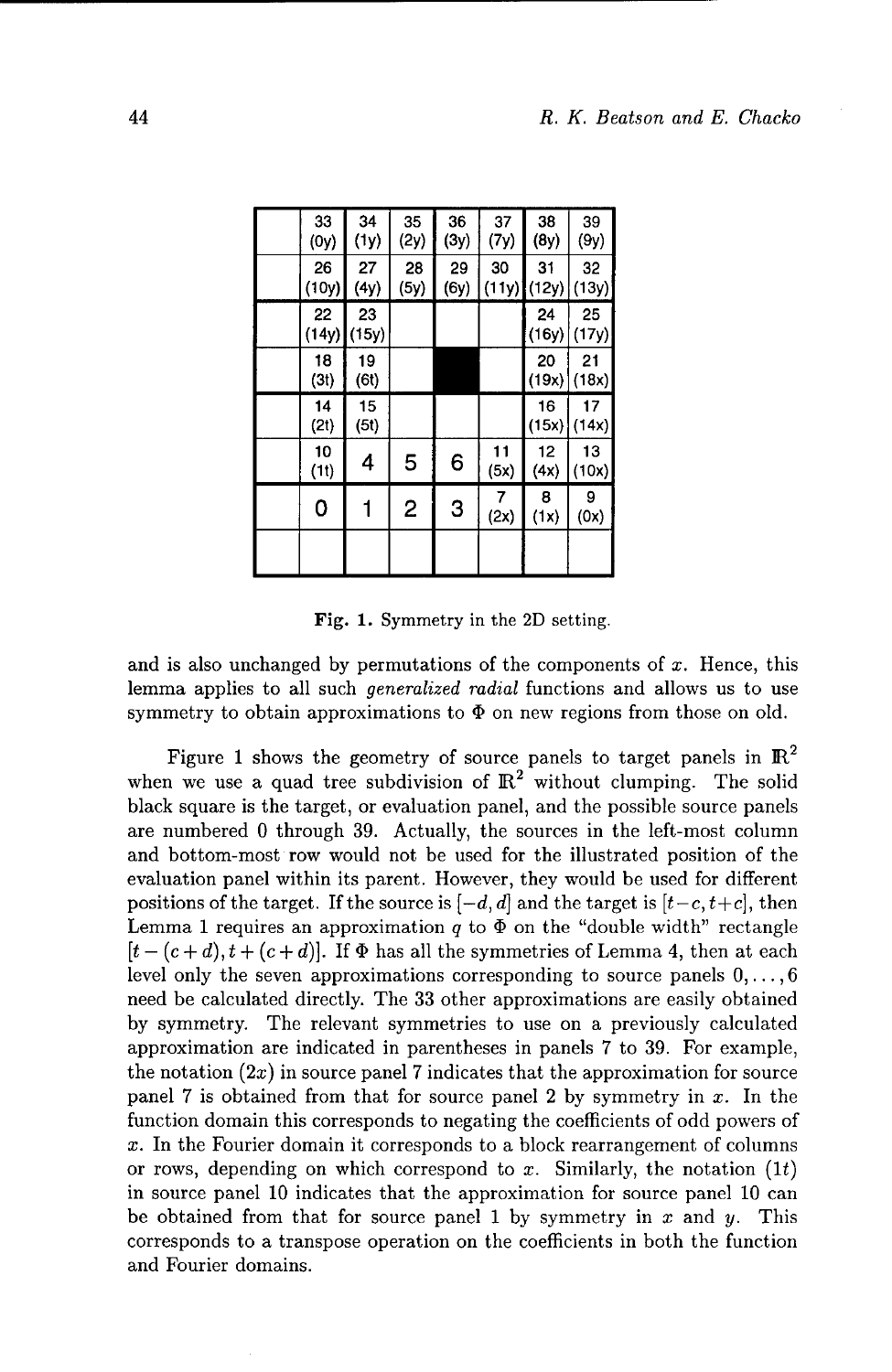|  | 33 (0y) | 34 (1y) | 35 (2y) | 36 (3y) | 37 (7y) | 38 (8y) | 39 (9y) |
|---|---|---|---|---|---|---|---|
|  | 26 (10y) | 27 (4y) | 28 (5y) | 29 (6y) | 30 (11y) | 31 (12y) | 32 (13y) |
|  | 22 (14y) | 23 (15y) |  |  |  | 24 (16y) | 25 (17y) |
|  | 18 (3t) | 19 (6t) |  | ■ |  | 20 (19x) | 21 (18x) |
|  | 14 (2t) | 15 (5t) |  |  |  | 16 (15x) | 17 (14x) |
|  | 10 (1t) | 4 | 5 | 6 | 11 (5x) | 12 (4x) | 13 (10x) |
|  | 0 | 1 | 2 | 3 | 7 (2x) | 8 (1x) | 9 (0x) |
|  |  |  |  |  |  |  |  |

**Fig. 1.** Symmetry in the 2D setting.

and is also unchanged by permutations of the components of $x$. Hence, this lemma applies to all such *generalized radial* functions and allows us to use symmetry to obtain approximations to $\Phi$ on new regions from those on old.

Figure 1 shows the geometry of source panels to target panels in $\mathbb{R}^2$ when we use a quad tree subdivision of $\mathbb{R}^2$ without clumping. The solid black square is the target, or evaluation panel, and the possible source panels are numbered 0 through 39. Actually, the sources in the left-most column and bottom-most row would not be used for the illustrated position of the evaluation panel within its parent. However, they would be used for different positions of the target. If the source is $[-d, d]$ and the target is $[t-c, t+c]$, then Lemma 1 requires an approximation $q$ to $\Phi$ on the "double width" rectangle $[t-(c+d), t+(c+d)]$. If $\Phi$ has all the symmetries of Lemma 4, then at each level only the seven approximations corresponding to source panels $0, \ldots, 6$ need be calculated directly. The 33 other approximations are easily obtained by symmetry. The relevant symmetries to use on a previously calculated approximation are indicated in parentheses in panels 7 to 39. For example, the notation $(2x)$ in source panel 7 indicates that the approximation for source panel 7 is obtained from that for source panel 2 by symmetry in $x$. In the function domain this corresponds to negating the coefficients of odd powers of $x$. In the Fourier domain it corresponds to a block rearrangement of columns or rows, depending on which correspond to $x$. Similarly, the notation $(1t)$ in source panel 10 indicates that the approximation for source panel 10 can be obtained from that for source panel 1 by symmetry in $x$ and $y$. This corresponds to a transpose operation on the coefficients in both the function and Fourier domains.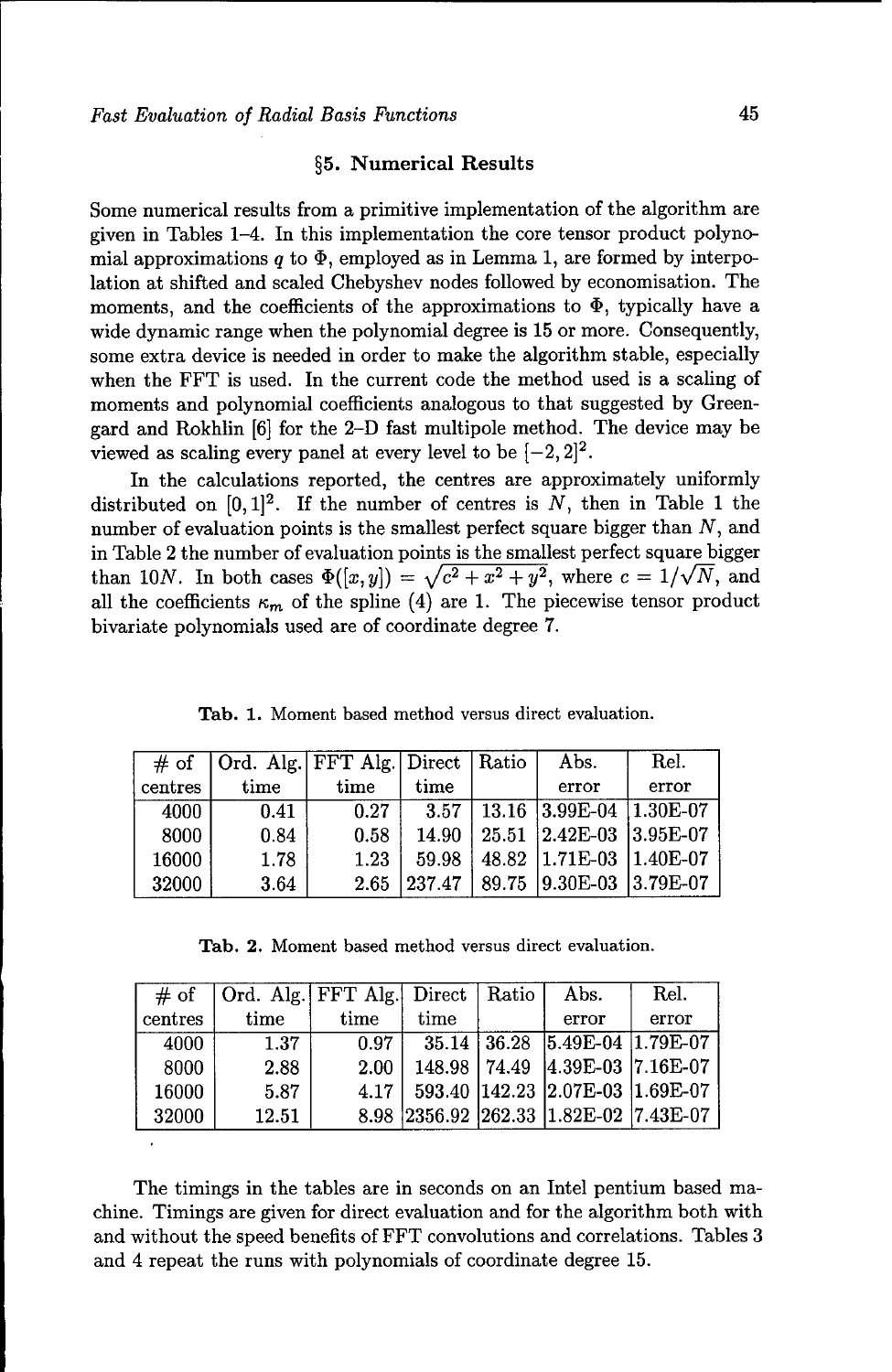## §5. Numerical Results

Some numerical results from a primitive implementation of the algorithm are given in Tables 1–4. In this implementation the core tensor product polynomial approximations $q$ to $\Phi$, employed as in Lemma 1, are formed by interpolation at shifted and scaled Chebyshev nodes followed by economisation. The moments, and the coefficients of the approximations to $\Phi$, typically have a wide dynamic range when the polynomial degree is 15 or more. Consequently, some extra device is needed in order to make the algorithm stable, especially when the FFT is used. In the current code the method used is a scaling of moments and polynomial coefficients analogous to that suggested by Greengard and Rokhlin [6] for the 2–D fast multipole method. The device may be viewed as scaling every panel at every level to be $[-2,2]^2$.

In the calculations reported, the centres are approximately uniformly distributed on $[0,1]^2$. If the number of centres is $N$, then in Table 1 the number of evaluation points is the smallest perfect square bigger than $N$, and in Table 2 the number of evaluation points is the smallest perfect square bigger than $10N$. In both cases $\Phi([x,y]) = \sqrt{c^2+x^2+y^2}$, where $c = 1/\sqrt{N}$, and all the coefficients $\kappa_m$ of the spline (4) are 1. The piecewise tensor product bivariate polynomials used are of coordinate degree 7.

**Tab. 1.** Moment based method versus direct evaluation.

| # of centres | Ord. Alg. time | FFT Alg. time | Direct time | Ratio | Abs. error | Rel. error |
|---|---|---|---|---|---|---|
| 4000 | 0.41 | 0.27 | 3.57 | 13.16 | 3.99E-04 | 1.30E-07 |
| 8000 | 0.84 | 0.58 | 14.90 | 25.51 | 2.42E-03 | 3.95E-07 |
| 16000 | 1.78 | 1.23 | 59.98 | 48.82 | 1.71E-03 | 1.40E-07 |
| 32000 | 3.64 | 2.65 | 237.47 | 89.75 | 9.30E-03 | 3.79E-07 |

**Tab. 2.** Moment based method versus direct evaluation.

| # of centres | Ord. Alg. time | FFT Alg. time | Direct time | Ratio | Abs. error | Rel. error |
|---|---|---|---|---|---|---|
| 4000 | 1.37 | 0.97 | 35.14 | 36.28 | 5.49E-04 | 1.79E-07 |
| 8000 | 2.88 | 2.00 | 148.98 | 74.49 | 4.39E-03 | 7.16E-07 |
| 16000 | 5.87 | 4.17 | 593.40 | 142.23 | 2.07E-03 | 1.69E-07 |
| 32000 | 12.51 | 8.98 | 2356.92 | 262.33 | 1.82E-02 | 7.43E-07 |

The timings in the tables are in seconds on an Intel pentium based machine. Timings are given for direct evaluation and for the algorithm both with and without the speed benefits of FFT convolutions and correlations. Tables 3 and 4 repeat the runs with polynomials of coordinate degree 15.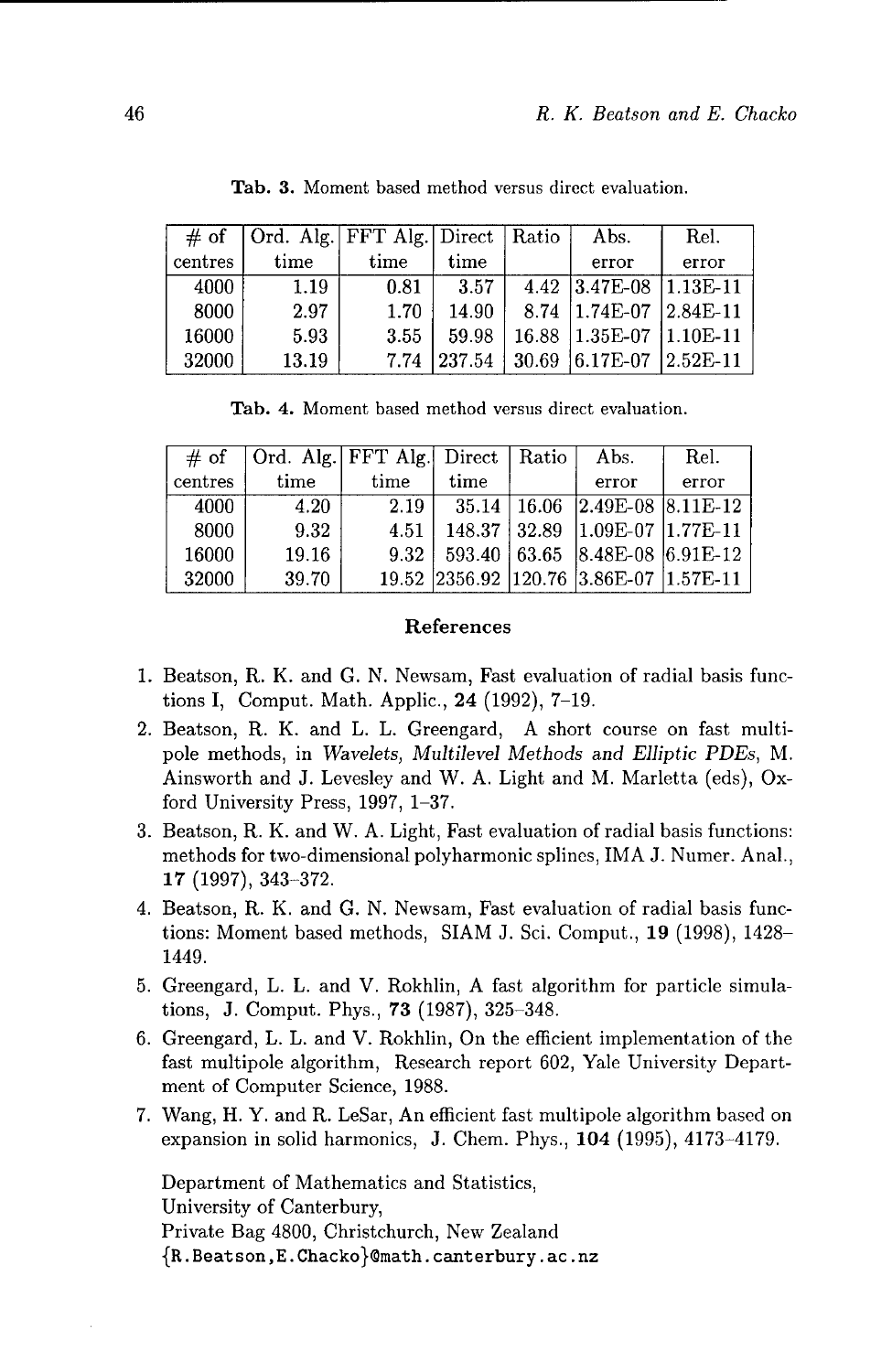**Tab. 3.** Moment based method versus direct evaluation.

| # of centres | Ord. Alg. time | FFT Alg. time | Direct time | Ratio | Abs. error | Rel. error |
|---|---|---|---|---|---|---|
| 4000 | 1.19 | 0.81 | 3.57 | 4.42 | 3.47E-08 | 1.13E-11 |
| 8000 | 2.97 | 1.70 | 14.90 | 8.74 | 1.74E-07 | 2.84E-11 |
| 16000 | 5.93 | 3.55 | 59.98 | 16.88 | 1.35E-07 | 1.10E-11 |
| 32000 | 13.19 | 7.74 | 237.54 | 30.69 | 6.17E-07 | 2.52E-11 |

**Tab. 4.** Moment based method versus direct evaluation.

| # of centres | Ord. Alg. time | FFT Alg. time | Direct time | Ratio | Abs. error | Rel. error |
|---|---|---|---|---|---|---|
| 4000 | 4.20 | 2.19 | 35.14 | 16.06 | 2.49E-08 | 8.11E-12 |
| 8000 | 9.32 | 4.51 | 148.37 | 32.89 | 1.09E-07 | 1.77E-11 |
| 16000 | 19.16 | 9.32 | 593.40 | 63.65 | 8.48E-08 | 6.91E-12 |
| 32000 | 39.70 | 19.52 | 2356.92 | 120.76 | 3.86E-07 | 1.57E-11 |

## References

1. Beatson, R. K. and G. N. Newsam, Fast evaluation of radial basis functions I, Comput. Math. Applic., **24** (1992), 7–19.
2. Beatson, R. K. and L. L. Greengard, A short course on fast multipole methods, in *Wavelets, Multilevel Methods and Elliptic PDEs*, M. Ainsworth and J. Levesley and W. A. Light and M. Marletta (eds), Oxford University Press, 1997, 1–37.
3. Beatson, R. K. and W. A. Light, Fast evaluation of radial basis functions: methods for two-dimensional polyharmonic splines, IMA J. Numer. Anal., **17** (1997), 343–372.
4. Beatson, R. K. and G. N. Newsam, Fast evaluation of radial basis functions: Moment based methods, SIAM J. Sci. Comput., **19** (1998), 1428–1449.
5. Greengard, L. L. and V. Rokhlin, A fast algorithm for particle simulations, J. Comput. Phys., **73** (1987), 325–348.
6. Greengard, L. L. and V. Rokhlin, On the efficient implementation of the fast multipole algorithm, Research report 602, Yale University Department of Computer Science, 1988.
7. Wang, H. Y. and R. LeSar, An efficient fast multipole algorithm based on expansion in solid harmonics, J. Chem. Phys., **104** (1995), 4173–4179.

Department of Mathematics and Statistics,
University of Canterbury,
Private Bag 4800, Christchurch, New Zealand
{R.Beatson,E.Chacko}@math.canterbury.ac.nz